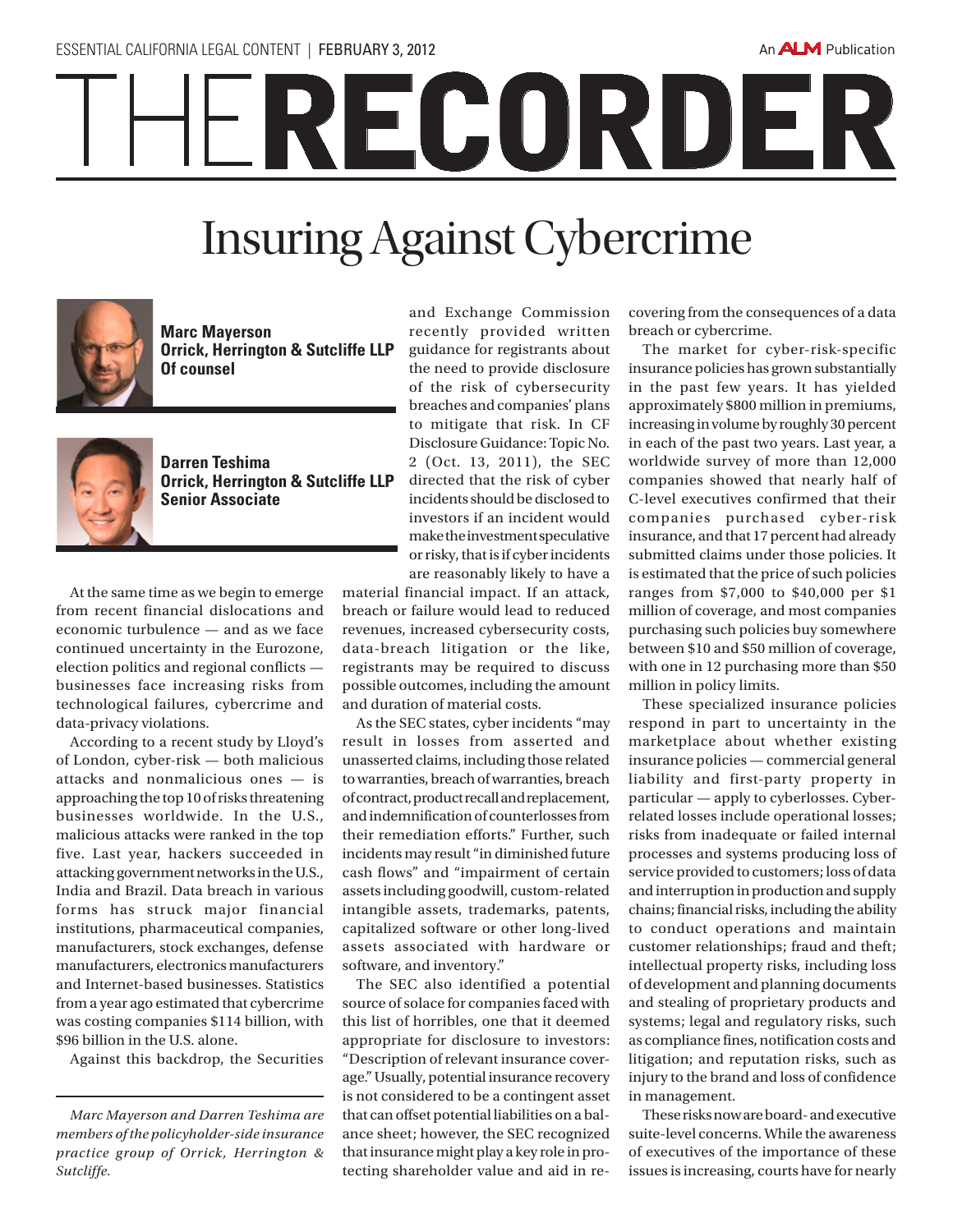ESSENTIAL CALIFORNIA LEGAL CONTENT | FEBRUARY 3, 2012

An ALM Publication

# THE RECORDER

# Insuring Against Cybercrime

**Marc Mayerson**
**Orrick, Herrington & Sutcliffe LLP**
**Of counsel**

**Darren Teshima**
**Orrick, Herrington & Sutcliffe LLP**
**Senior Associate**

At the same time as we begin to emerge from recent financial dislocations and economic turbulence — and as we face continued uncertainty in the Eurozone, election politics and regional conflicts — businesses face increasing risks from technological failures, cybercrime and data-privacy violations.

According to a recent study by Lloyd's of London, cyber-risk — both malicious attacks and nonmalicious ones — is approaching the top 10 of risks threatening businesses worldwide. In the U.S., malicious attacks were ranked in the top five. Last year, hackers succeeded in attacking government networks in the U.S., India and Brazil. Data breach in various forms has struck major financial institutions, pharmaceutical companies, manufacturers, stock exchanges, defense manufacturers, electronics manufacturers and Internet-based businesses. Statistics from a year ago estimated that cybercrime was costing companies $114 billion, with $96 billion in the U.S. alone.

Against this backdrop, the Securities and Exchange Commission recently provided written guidance for registrants about the need to provide disclosure of the risk of cybersecurity breaches and companies' plans to mitigate that risk. In CF Disclosure Guidance: Topic No. 2 (Oct. 13, 2011), the SEC directed that the risk of cyber incidents should be disclosed to investors if an incident would make the investment speculative or risky, that is if cyber incidents are reasonably likely to have a material financial impact. If an attack, breach or failure would lead to reduced revenues, increased cybersecurity costs, data-breach litigation or the like, registrants may be required to discuss possible outcomes, including the amount and duration of material costs.

As the SEC states, cyber incidents "may result in losses from asserted and unasserted claims, including those related to warranties, breach of warranties, breach of contract, product recall and replacement, and indemnification of counterlosses from their remediation efforts." Further, such incidents may result "in diminished future cash flows" and "impairment of certain assets including goodwill, custom-related intangible assets, trademarks, patents, capitalized software or other long-lived assets associated with hardware or software, and inventory."

The SEC also identified a potential source of solace for companies faced with this list of horribles, one that it deemed appropriate for disclosure to investors: "Description of relevant insurance coverage." Usually, potential insurance recovery is not considered to be a contingent asset that can offset potential liabilities on a balance sheet; however, the SEC recognized that insurance might play a key role in protecting shareholder value and aid in recovering from the consequences of a data breach or cybercrime.

The market for cyber-risk-specific insurance policies has grown substantially in the past few years. It has yielded approximately $800 million in premiums, increasing in volume by roughly 30 percent in each of the past two years. Last year, a worldwide survey of more than 12,000 companies showed that nearly half of C-level executives confirmed that their companies purchased cyber-risk insurance, and that 17 percent had already submitted claims under those policies. It is estimated that the price of such policies ranges from $7,000 to $40,000 per $1 million of coverage, and most companies purchasing such policies buy somewhere between $10 and $50 million of coverage, with one in 12 purchasing more than $50 million in policy limits.

These specialized insurance policies respond in part to uncertainty in the marketplace about whether existing insurance policies — commercial general liability and first-party property in particular — apply to cyberlosses. Cyber-related losses include operational losses; risks from inadequate or failed internal processes and systems producing loss of service provided to customers; loss of data and interruption in production and supply chains; financial risks, including the ability to conduct operations and maintain customer relationships; fraud and theft; intellectual property risks, including loss of development and planning documents and stealing of proprietary products and systems; legal and regulatory risks, such as compliance fines, notification costs and litigation; and reputation risks, such as injury to the brand and loss of confidence in management.

These risks now are board- and executive suite-level concerns. While the awareness of executives of the importance of these issues is increasing, courts have for nearly

---

*Marc Mayerson and Darren Teshima are members of the policyholder-side insurance practice group of Orrick, Herrington & Sutcliffe.*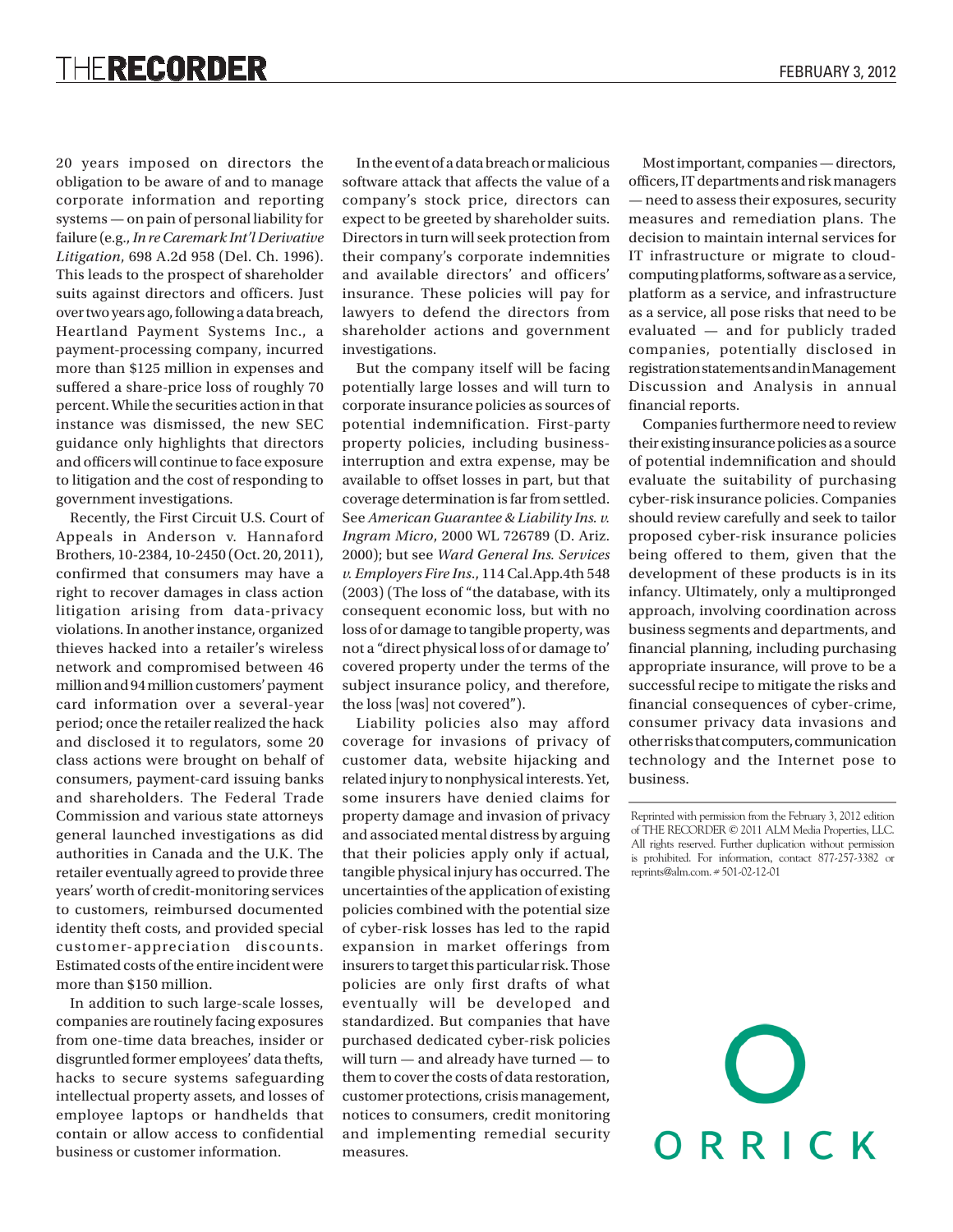20 years imposed on directors the obligation to be aware of and to manage corporate information and reporting systems — on pain of personal liability for failure (e.g., *In re Caremark Int'l Derivative Litigation*, 698 A.2d 958 (Del. Ch. 1996). This leads to the prospect of shareholder suits against directors and officers. Just over two years ago, following a data breach, Heartland Payment Systems Inc., a payment-processing company, incurred more than $125 million in expenses and suffered a share-price loss of roughly 70 percent. While the securities action in that instance was dismissed, the new SEC guidance only highlights that directors and officers will continue to face exposure to litigation and the cost of responding to government investigations.

Recently, the First Circuit U.S. Court of Appeals in Anderson v. Hannaford Brothers, 10-2384, 10-2450 (Oct. 20, 2011), confirmed that consumers may have a right to recover damages in class action litigation arising from data-privacy violations. In another instance, organized thieves hacked into a retailer's wireless network and compromised between 46 million and 94 million customers' payment card information over a several-year period; once the retailer realized the hack and disclosed it to regulators, some 20 class actions were brought on behalf of consumers, payment-card issuing banks and shareholders. The Federal Trade Commission and various state attorneys general launched investigations as did authorities in Canada and the U.K. The retailer eventually agreed to provide three years' worth of credit-monitoring services to customers, reimbursed documented identity theft costs, and provided special customer-appreciation discounts. Estimated costs of the entire incident were more than $150 million.

In addition to such large-scale losses, companies are routinely facing exposures from one-time data breaches, insider or disgruntled former employees' data thefts, hacks to secure systems safeguarding intellectual property assets, and losses of employee laptops or handhelds that contain or allow access to confidential business or customer information.

In the event of a data breach or malicious software attack that affects the value of a company's stock price, directors can expect to be greeted by shareholder suits. Directors in turn will seek protection from their company's corporate indemnities and available directors' and officers' insurance. These policies will pay for lawyers to defend the directors from shareholder actions and government investigations.

But the company itself will be facing potentially large losses and will turn to corporate insurance policies as sources of potential indemnification. First-party property policies, including business-interruption and extra expense, may be available to offset losses in part, but that coverage determination is far from settled. See *American Guarantee & Liability Ins. v. Ingram Micro*, 2000 WL 726789 (D. Ariz. 2000); but see *Ward General Ins. Services v. Employers Fire Ins.*, 114 Cal.App.4th 548 (2003) (The loss of "the database, with its consequent economic loss, but with no loss of or damage to tangible property, was not a "direct physical loss of or damage to' covered property under the terms of the subject insurance policy, and therefore, the loss [was] not covered").

Liability policies also may afford coverage for invasions of privacy of customer data, website hijacking and related injury to nonphysical interests. Yet, some insurers have denied claims for property damage and invasion of privacy and associated mental distress by arguing that their policies apply only if actual, tangible physical injury has occurred. The uncertainties of the application of existing policies combined with the potential size of cyber-risk losses has led to the rapid expansion in market offerings from insurers to target this particular risk. Those policies are only first drafts of what eventually will be developed and standardized. But companies that have purchased dedicated cyber-risk policies will turn — and already have turned — to them to cover the costs of data restoration, customer protections, crisis management, notices to consumers, credit monitoring and implementing remedial security measures.

Most important, companies — directors, officers, IT departments and risk managers — need to assess their exposures, security measures and remediation plans. The decision to maintain internal services for IT infrastructure or migrate to cloud-computing platforms, software as a service, platform as a service, and infrastructure as a service, all pose risks that need to be evaluated — and for publicly traded companies, potentially disclosed in registration statements and in Management Discussion and Analysis in annual financial reports.

Companies furthermore need to review their existing insurance policies as a source of potential indemnification and should evaluate the suitability of purchasing cyber-risk insurance policies. Companies should review carefully and seek to tailor proposed cyber-risk insurance policies being offered to them, given that the development of these products is in its infancy. Ultimately, only a multipronged approach, involving coordination across business segments and departments, and financial planning, including purchasing appropriate insurance, will prove to be a successful recipe to mitigate the risks and financial consequences of cyber-crime, consumer privacy data invasions and other risks that computers, communication technology and the Internet pose to business.

Reprinted with permission from the February 3, 2012 edition of THE RECORDER © 2011 ALM Media Properties, LLC. All rights reserved. Further duplication without permission is prohibited. For information, contact 877-257-3382 or reprints@alm.com. # 501-02-12-01

ORRICK